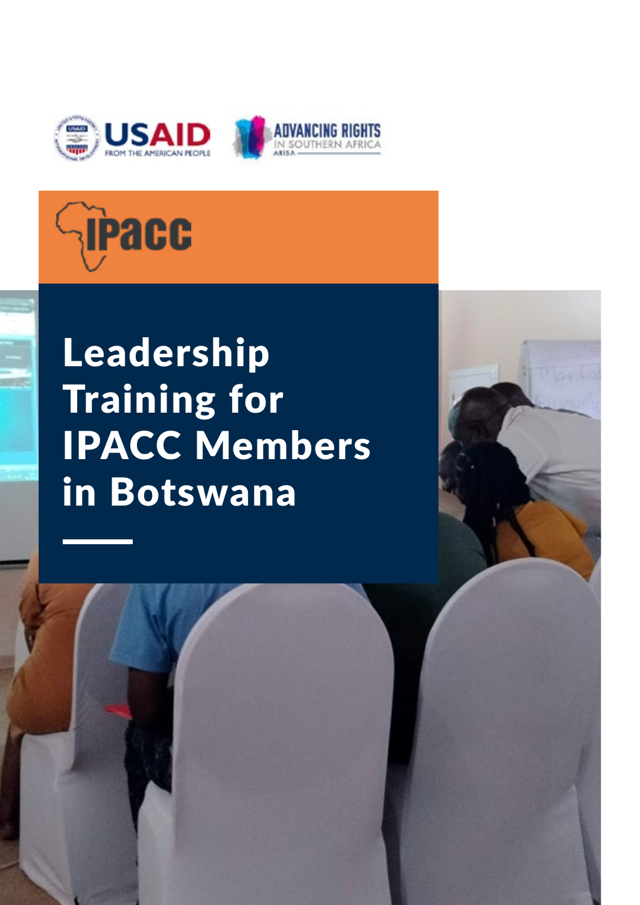USAID FROM THE AMERICAN PEOPLE

ADVANCING RIGHTS IN SOUTHERN AFRICA ARISA

IPACC

# Leadership Training for IPACC Members in Botswana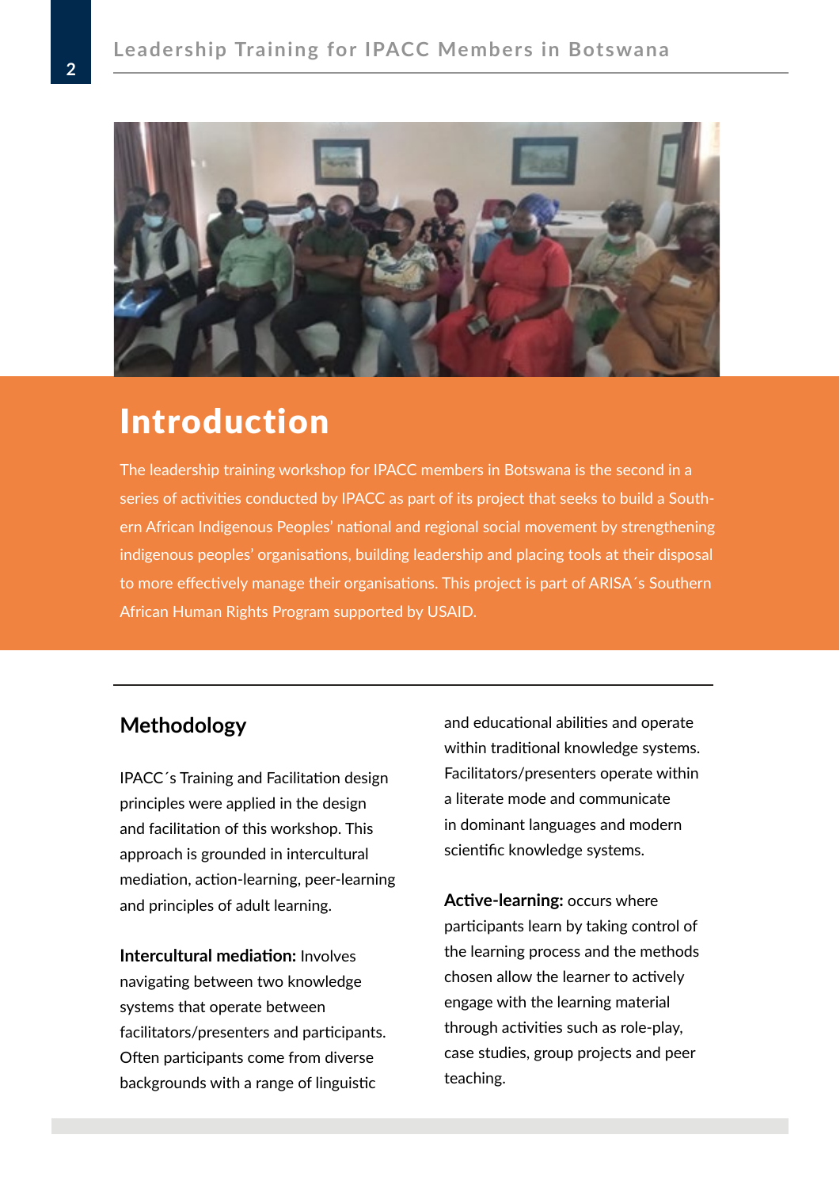# Introduction

The leadership training workshop for IPACC members in Botswana is the second in a series of activities conducted by IPACC as part of its project that seeks to build a Southern African Indigenous Peoples' national and regional social movement by strengthening indigenous peoples' organisations, building leadership and placing tools at their disposal to more effectively manage their organisations. This project is part of ARISA´s Southern African Human Rights Program supported by USAID.

## Methodology

IPACC´s Training and Facilitation design principles were applied in the design and facilitation of this workshop. This approach is grounded in intercultural mediation, action-learning, peer-learning and principles of adult learning.

**Intercultural mediation:** Involves navigating between two knowledge systems that operate between facilitators/presenters and participants. Often participants come from diverse backgrounds with a range of linguistic and educational abilities and operate within traditional knowledge systems. Facilitators/presenters operate within a literate mode and communicate in dominant languages and modern scientific knowledge systems.

**Active-learning:** occurs where participants learn by taking control of the learning process and the methods chosen allow the learner to actively engage with the learning material through activities such as role-play, case studies, group projects and peer teaching.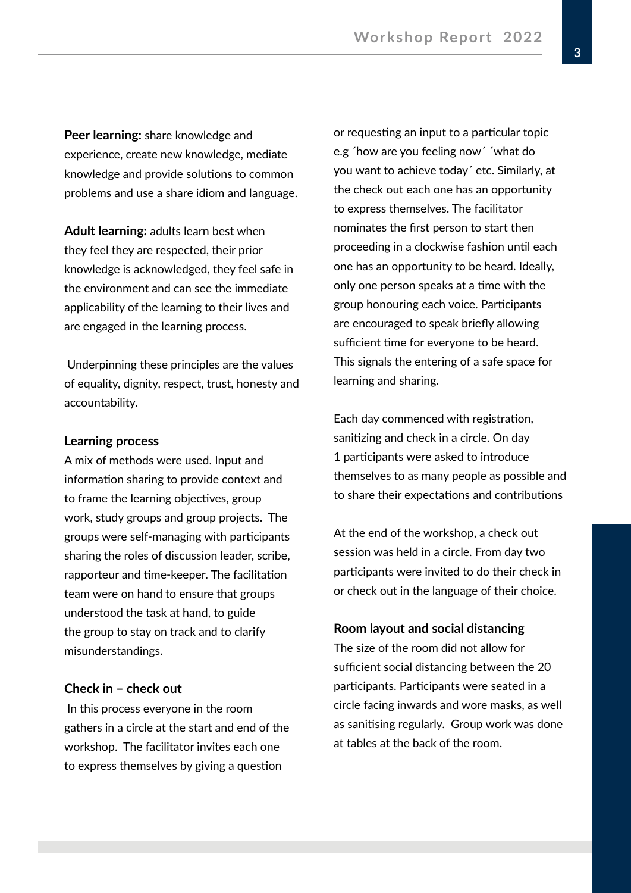**Peer learning:** share knowledge and experience, create new knowledge, mediate knowledge and provide solutions to common problems and use a share idiom and language.

**Adult learning:** adults learn best when they feel they are respected, their prior knowledge is acknowledged, they feel safe in the environment and can see the immediate applicability of the learning to their lives and are engaged in the learning process.

Underpinning these principles are the values of equality, dignity, respect, trust, honesty and accountability.

### Learning process

A mix of methods were used. Input and information sharing to provide context and to frame the learning objectives, group work, study groups and group projects. The groups were self-managing with participants sharing the roles of discussion leader, scribe, rapporteur and time-keeper. The facilitation team were on hand to ensure that groups understood the task at hand, to guide the group to stay on track and to clarify misunderstandings.

### Check in – check out

In this process everyone in the room gathers in a circle at the start and end of the workshop. The facilitator invites each one to express themselves by giving a question or requesting an input to a particular topic e.g ´how are you feeling now´ ´what do you want to achieve today´ etc. Similarly, at the check out each one has an opportunity to express themselves. The facilitator nominates the first person to start then proceeding in a clockwise fashion until each one has an opportunity to be heard. Ideally, only one person speaks at a time with the group honouring each voice. Participants are encouraged to speak briefly allowing sufficient time for everyone to be heard. This signals the entering of a safe space for learning and sharing.

Each day commenced with registration, sanitizing and check in a circle. On day 1 participants were asked to introduce themselves to as many people as possible and to share their expectations and contributions

At the end of the workshop, a check out session was held in a circle. From day two participants were invited to do their check in or check out in the language of their choice.

### Room layout and social distancing

The size of the room did not allow for sufficient social distancing between the 20 participants. Participants were seated in a circle facing inwards and wore masks, as well as sanitising regularly. Group work was done at tables at the back of the room.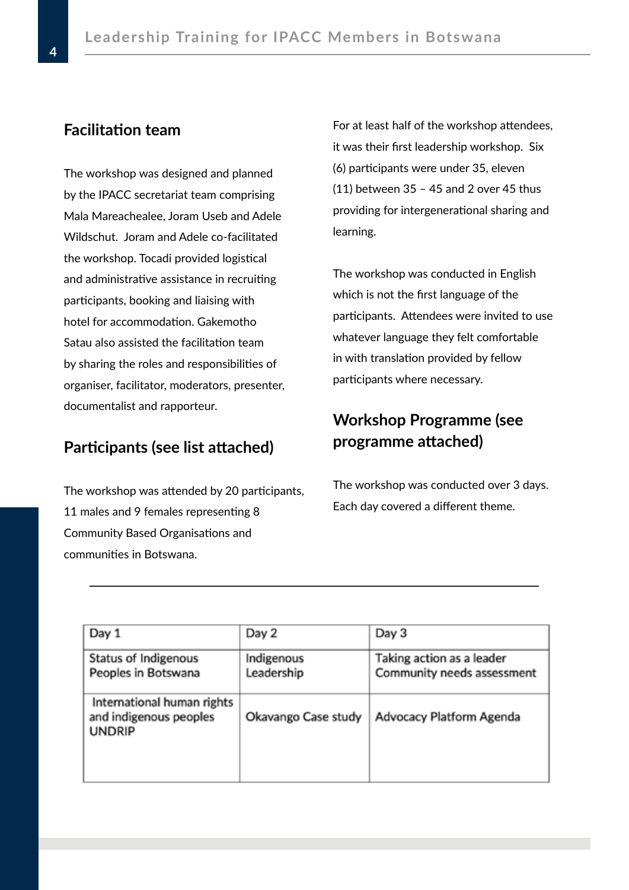## Facilitation team

The workshop was designed and planned by the IPACC secretariat team comprising Mala Mareachealee, Joram Useb and Adele Wildschut. Joram and Adele co-facilitated the workshop. Tocadi provided logistical and administrative assistance in recruiting participants, booking and liaising with hotel for accommodation. Gakemotho Satau also assisted the facilitation team by sharing the roles and responsibilities of organiser, facilitator, moderators, presenter, documentalist and rapporteur.

## Participants (see list attached)

The workshop was attended by 20 participants, 11 males and 9 females representing 8 Community Based Organisations and communities in Botswana.

For at least half of the workshop attendees, it was their first leadership workshop. Six (6) participants were under 35, eleven (11) between 35 – 45 and 2 over 45 thus providing for intergenerational sharing and learning.

The workshop was conducted in English which is not the first language of the participants. Attendees were invited to use whatever language they felt comfortable in with translation provided by fellow participants where necessary.

## Workshop Programme (see programme attached)

The workshop was conducted over 3 days. Each day covered a different theme.

| Day 1 | Day 2 | Day 3 |
|---|---|---|
| Status of Indigenous Peoples in Botswana | Indigenous Leadership | Taking action as a leader<br>Community needs assessment |
| International human rights and indigenous peoples UNDRIP | Okavango Case study | Advocacy Platform Agenda |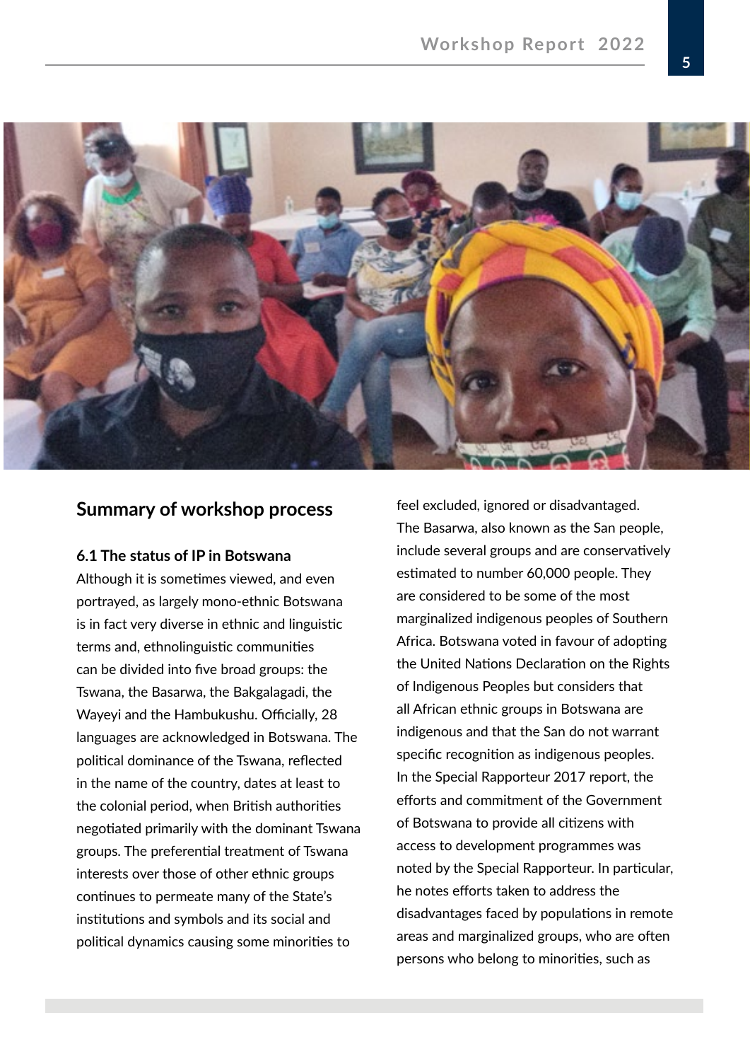## Summary of workshop process

### 6.1 The status of IP in Botswana

Although it is sometimes viewed, and even portrayed, as largely mono-ethnic Botswana is in fact very diverse in ethnic and linguistic terms and, ethnolinguistic communities can be divided into five broad groups: the Tswana, the Basarwa, the Bakgalagadi, the Wayeyi and the Hambukushu. Officially, 28 languages are acknowledged in Botswana. The political dominance of the Tswana, reflected in the name of the country, dates at least to the colonial period, when British authorities negotiated primarily with the dominant Tswana groups. The preferential treatment of Tswana interests over those of other ethnic groups continues to permeate many of the State's institutions and symbols and its social and political dynamics causing some minorities to feel excluded, ignored or disadvantaged.

The Basarwa, also known as the San people, include several groups and are conservatively estimated to number 60,000 people. They are considered to be some of the most marginalized indigenous peoples of Southern Africa. Botswana voted in favour of adopting the United Nations Declaration on the Rights of Indigenous Peoples but considers that all African ethnic groups in Botswana are indigenous and that the San do not warrant specific recognition as indigenous peoples.

In the Special Rapporteur 2017 report, the efforts and commitment of the Government of Botswana to provide all citizens with access to development programmes was noted by the Special Rapporteur. In particular, he notes efforts taken to address the disadvantages faced by populations in remote areas and marginalized groups, who are often persons who belong to minorities, such as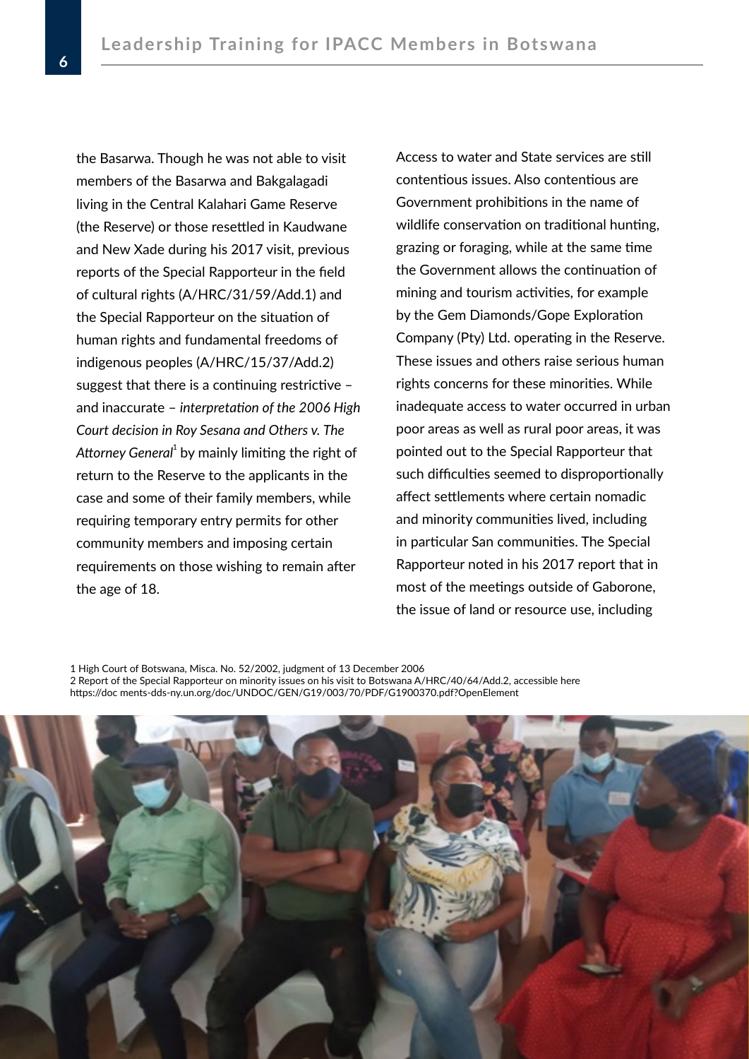the Basarwa. Though he was not able to visit members of the Basarwa and Bakgalagadi living in the Central Kalahari Game Reserve (the Reserve) or those resettled in Kaudwane and New Xade during his 2017 visit, previous reports of the Special Rapporteur in the field of cultural rights (A/HRC/31/59/Add.1) and the Special Rapporteur on the situation of human rights and fundamental freedoms of indigenous peoples (A/HRC/15/37/Add.2) suggest that there is a continuing restrictive – and inaccurate – *interpretation of the 2006 High Court decision in Roy Sesana and Others v. The Attorney General*[1] by mainly limiting the right of return to the Reserve to the applicants in the case and some of their family members, while requiring temporary entry permits for other community members and imposing certain requirements on those wishing to remain after the age of 18.

Access to water and State services are still contentious issues. Also contentious are Government prohibitions in the name of wildlife conservation on traditional hunting, grazing or foraging, while at the same time the Government allows the continuation of mining and tourism activities, for example by the Gem Diamonds/Gope Exploration Company (Pty) Ltd. operating in the Reserve. These issues and others raise serious human rights concerns for these minorities. While inadequate access to water occurred in urban poor areas as well as rural poor areas, it was pointed out to the Special Rapporteur that such difficulties seemed to disproportionally affect settlements where certain nomadic and minority communities lived, including in particular San communities. The Special Rapporteur noted in his 2017 report that in most of the meetings outside of Gaborone, the issue of land or resource use, including

1 High Court of Botswana, Misca. No. 52/2002, judgment of 13 December 2006
2 Report of the Special Rapporteur on minority issues on his visit to Botswana A/HRC/40/64/Add.2, accessible here https://doc ments-dds-ny.un.org/doc/UNDOC/GEN/G19/003/70/PDF/G1900370.pdf?OpenElement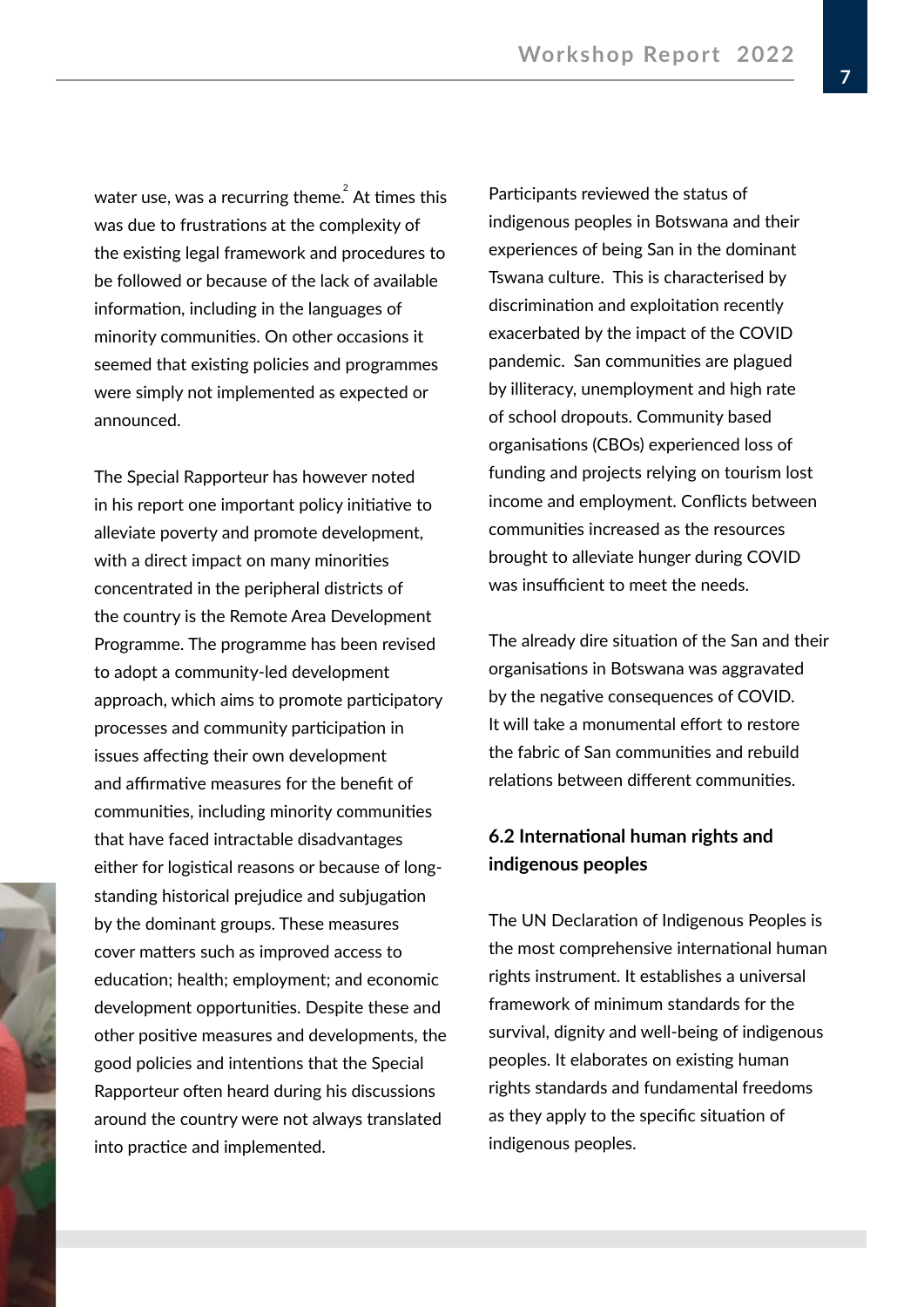water use, was a recurring theme.[2] At times this was due to frustrations at the complexity of the existing legal framework and procedures to be followed or because of the lack of available information, including in the languages of minority communities. On other occasions it seemed that existing policies and programmes were simply not implemented as expected or announced.

The Special Rapporteur has however noted in his report one important policy initiative to alleviate poverty and promote development, with a direct impact on many minorities concentrated in the peripheral districts of the country is the Remote Area Development Programme. The programme has been revised to adopt a community-led development approach, which aims to promote participatory processes and community participation in issues affecting their own development and affirmative measures for the benefit of communities, including minority communities that have faced intractable disadvantages either for logistical reasons or because of long-standing historical prejudice and subjugation by the dominant groups. These measures cover matters such as improved access to education; health; employment; and economic development opportunities. Despite these and other positive measures and developments, the good policies and intentions that the Special Rapporteur often heard during his discussions around the country were not always translated into practice and implemented.

Participants reviewed the status of indigenous peoples in Botswana and their experiences of being San in the dominant Tswana culture. This is characterised by discrimination and exploitation recently exacerbated by the impact of the COVID pandemic. San communities are plagued by illiteracy, unemployment and high rate of school dropouts. Community based organisations (CBOs) experienced loss of funding and projects relying on tourism lost income and employment. Conflicts between communities increased as the resources brought to alleviate hunger during COVID was insufficient to meet the needs.

The already dire situation of the San and their organisations in Botswana was aggravated by the negative consequences of COVID. It will take a monumental effort to restore the fabric of San communities and rebuild relations between different communities.

### 6.2 International human rights and indigenous peoples

The UN Declaration of Indigenous Peoples is the most comprehensive international human rights instrument. It establishes a universal framework of minimum standards for the survival, dignity and well-being of indigenous peoples. It elaborates on existing human rights standards and fundamental freedoms as they apply to the specific situation of indigenous peoples.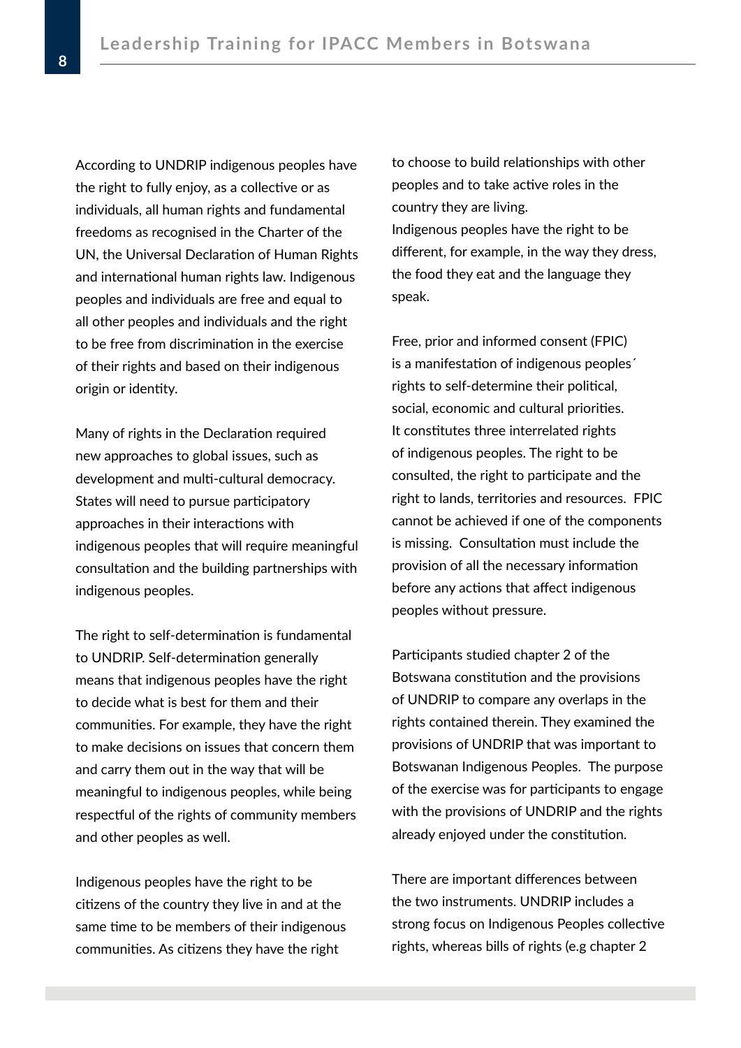According to UNDRIP indigenous peoples have the right to fully enjoy, as a collective or as individuals, all human rights and fundamental freedoms as recognised in the Charter of the UN, the Universal Declaration of Human Rights and international human rights law. Indigenous peoples and individuals are free and equal to all other peoples and individuals and the right to be free from discrimination in the exercise of their rights and based on their indigenous origin or identity.

Many of rights in the Declaration required new approaches to global issues, such as development and multi-cultural democracy. States will need to pursue participatory approaches in their interactions with indigenous peoples that will require meaningful consultation and the building partnerships with indigenous peoples.

The right to self-determination is fundamental to UNDRIP. Self-determination generally means that indigenous peoples have the right to decide what is best for them and their communities. For example, they have the right to make decisions on issues that concern them and carry them out in the way that will be meaningful to indigenous peoples, while being respectful of the rights of community members and other peoples as well.

Indigenous peoples have the right to be citizens of the country they live in and at the same time to be members of their indigenous communities. As citizens they have the right to choose to build relationships with other peoples and to take active roles in the country they are living.
Indigenous peoples have the right to be different, for example, in the way they dress, the food they eat and the language they speak.

Free, prior and informed consent (FPIC) is a manifestation of indigenous peoples´ rights to self-determine their political, social, economic and cultural priorities. It constitutes three interrelated rights of indigenous peoples. The right to be consulted, the right to participate and the right to lands, territories and resources. FPIC cannot be achieved if one of the components is missing. Consultation must include the provision of all the necessary information before any actions that affect indigenous peoples without pressure.

Participants studied chapter 2 of the Botswana constitution and the provisions of UNDRIP to compare any overlaps in the rights contained therein. They examined the provisions of UNDRIP that was important to Botswanan Indigenous Peoples. The purpose of the exercise was for participants to engage with the provisions of UNDRIP and the rights already enjoyed under the constitution.

There are important differences between the two instruments. UNDRIP includes a strong focus on Indigenous Peoples collective rights, whereas bills of rights (e.g chapter 2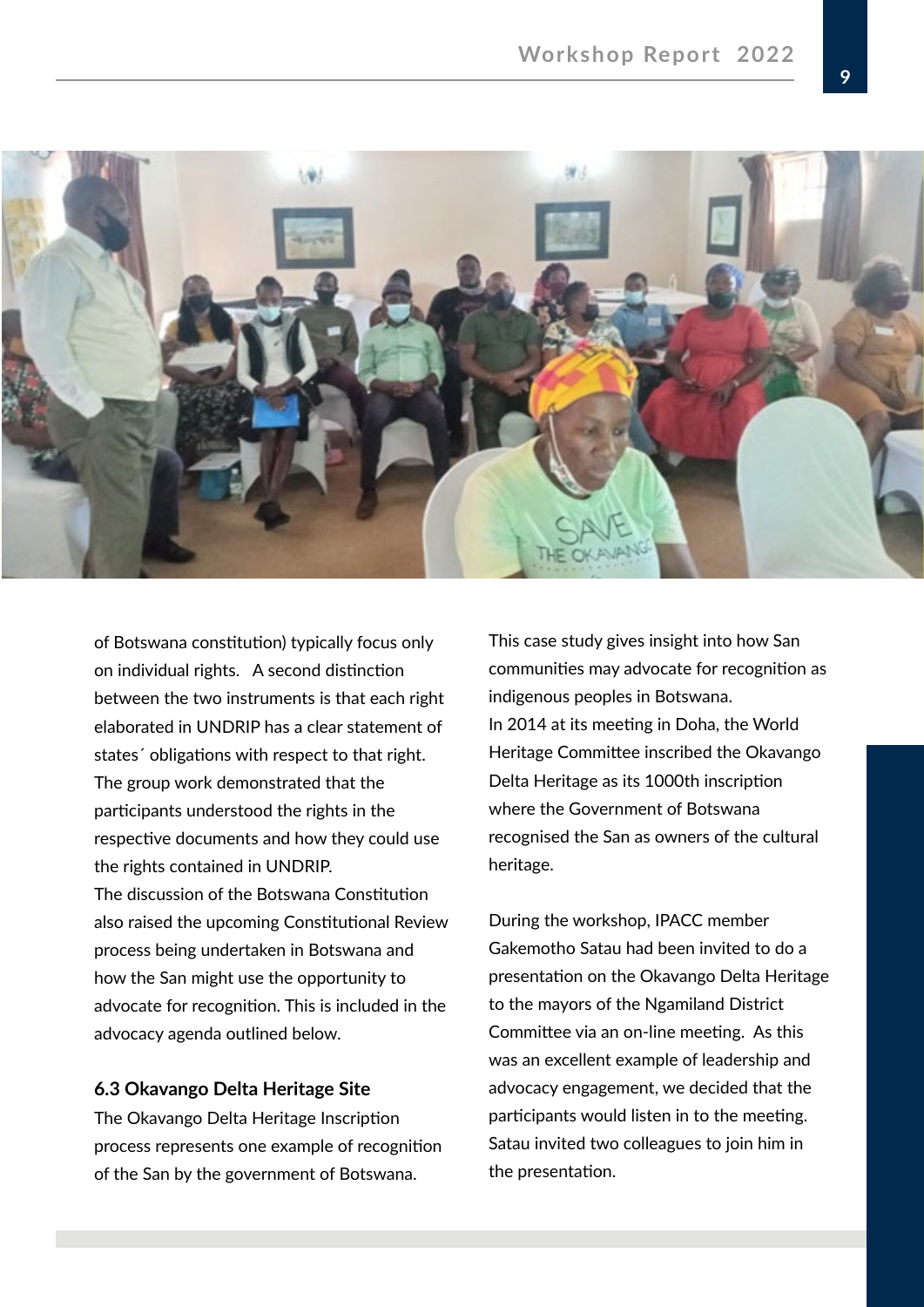of Botswana constitution) typically focus only on individual rights. A second distinction between the two instruments is that each right elaborated in UNDRIP has a clear statement of states´ obligations with respect to that right. The group work demonstrated that the participants understood the rights in the respective documents and how they could use the rights contained in UNDRIP.

The discussion of the Botswana Constitution also raised the upcoming Constitutional Review process being undertaken in Botswana and how the San might use the opportunity to advocate for recognition. This is included in the advocacy agenda outlined below.

### 6.3 Okavango Delta Heritage Site

The Okavango Delta Heritage Inscription process represents one example of recognition of the San by the government of Botswana. This case study gives insight into how San communities may advocate for recognition as indigenous peoples in Botswana.

In 2014 at its meeting in Doha, the World Heritage Committee inscribed the Okavango Delta Heritage as its 1000th inscription where the Government of Botswana recognised the San as owners of the cultural heritage.

During the workshop, IPACC member Gakemotho Satau had been invited to do a presentation on the Okavango Delta Heritage to the mayors of the Ngamiland District Committee via an on-line meeting. As this was an excellent example of leadership and advocacy engagement, we decided that the participants would listen in to the meeting. Satau invited two colleagues to join him in the presentation.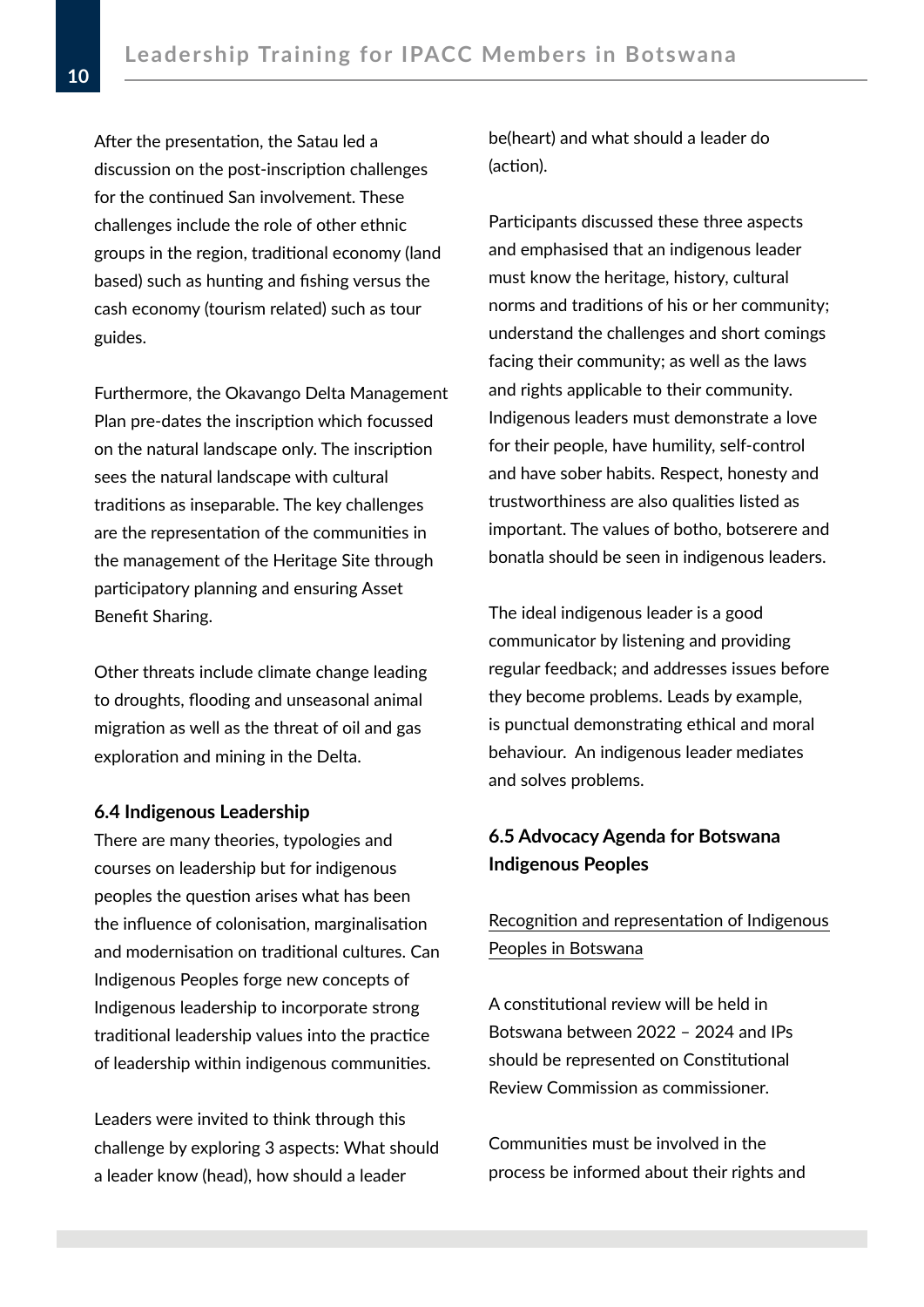After the presentation, the Satau led a discussion on the post-inscription challenges for the continued San involvement. These challenges include the role of other ethnic groups in the region, traditional economy (land based) such as hunting and fishing versus the cash economy (tourism related) such as tour guides.

Furthermore, the Okavango Delta Management Plan pre-dates the inscription which focussed on the natural landscape only. The inscription sees the natural landscape with cultural traditions as inseparable. The key challenges are the representation of the communities in the management of the Heritage Site through participatory planning and ensuring Asset Benefit Sharing.

Other threats include climate change leading to droughts, flooding and unseasonal animal migration as well as the threat of oil and gas exploration and mining in the Delta.

### 6.4 Indigenous Leadership

There are many theories, typologies and courses on leadership but for indigenous peoples the question arises what has been the influence of colonisation, marginalisation and modernisation on traditional cultures. Can Indigenous Peoples forge new concepts of Indigenous leadership to incorporate strong traditional leadership values into the practice of leadership within indigenous communities.

Leaders were invited to think through this challenge by exploring 3 aspects: What should a leader know (head), how should a leader be(heart) and what should a leader do (action).

Participants discussed these three aspects and emphasised that an indigenous leader must know the heritage, history, cultural norms and traditions of his or her community; understand the challenges and short comings facing their community; as well as the laws and rights applicable to their community. Indigenous leaders must demonstrate a love for their people, have humility, self-control and have sober habits. Respect, honesty and trustworthiness are also qualities listed as important. The values of botho, botserere and bonatla should be seen in indigenous leaders.

The ideal indigenous leader is a good communicator by listening and providing regular feedback; and addresses issues before they become problems. Leads by example, is punctual demonstrating ethical and moral behaviour. An indigenous leader mediates and solves problems.

### 6.5 Advocacy Agenda for Botswana Indigenous Peoples

Recognition and representation of Indigenous Peoples in Botswana

A constitutional review will be held in Botswana between 2022 – 2024 and IPs should be represented on Constitutional Review Commission as commissioner.

Communities must be involved in the process be informed about their rights and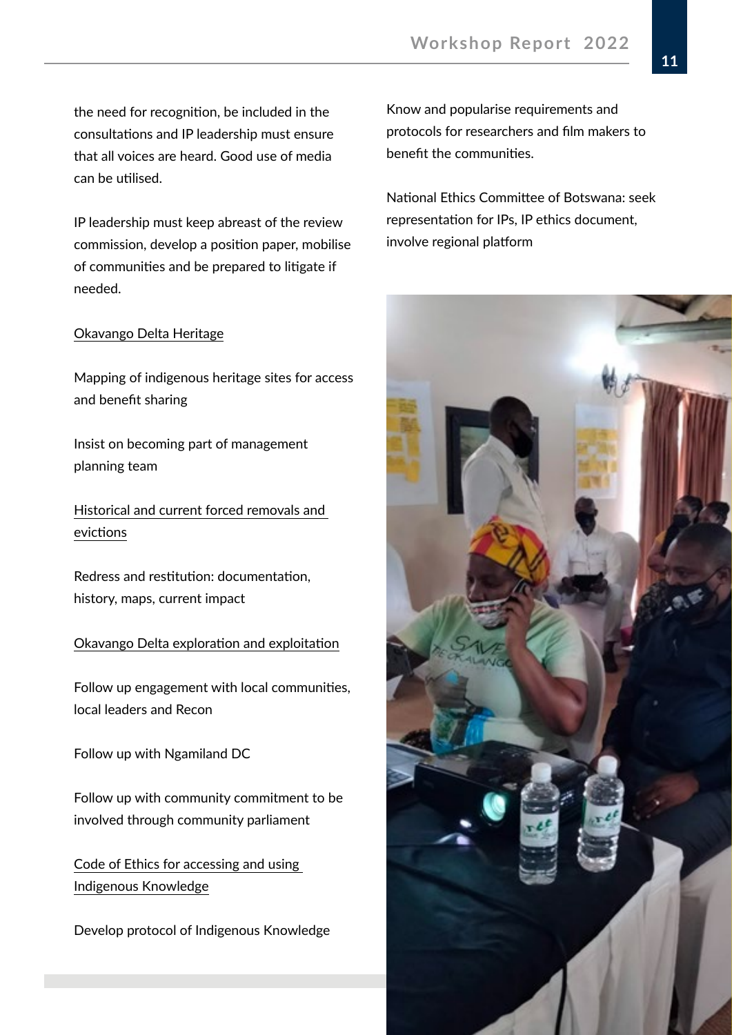the need for recognition, be included in the consultations and IP leadership must ensure that all voices are heard. Good use of media can be utilised.

IP leadership must keep abreast of the review commission, develop a position paper, mobilise of communities and be prepared to litigate if needed.

Okavango Delta Heritage

Mapping of indigenous heritage sites for access and benefit sharing

Insist on becoming part of management planning team

Historical and current forced removals and evictions

Redress and restitution: documentation, history, maps, current impact

Okavango Delta exploration and exploitation

Follow up engagement with local communities, local leaders and Recon

Follow up with Ngamiland DC

Follow up with community commitment to be involved through community parliament

Code of Ethics for accessing and using Indigenous Knowledge

Develop protocol of Indigenous Knowledge

Know and popularise requirements and protocols for researchers and film makers to benefit the communities.

National Ethics Committee of Botswana: seek representation for IPs, IP ethics document, involve regional platform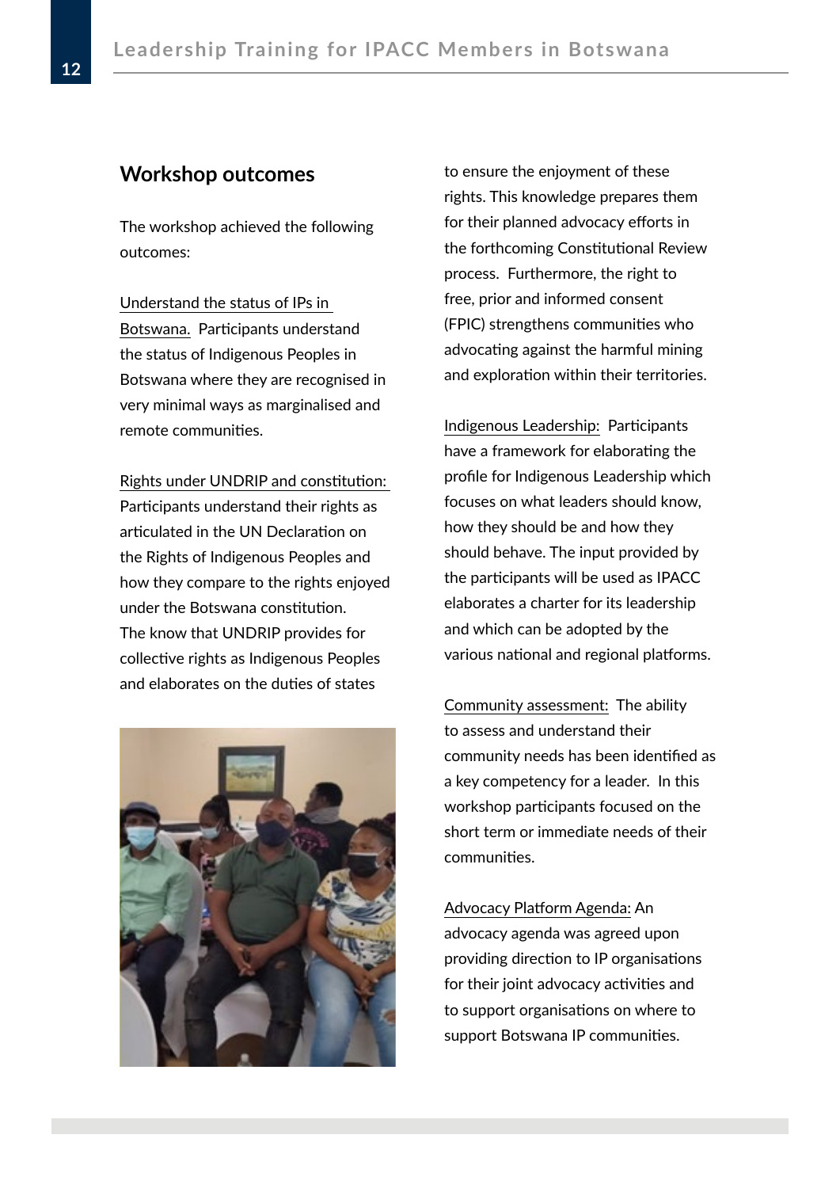## Workshop outcomes

The workshop achieved the following outcomes:

Understand the status of IPs in Botswana. Participants understand the status of Indigenous Peoples in Botswana where they are recognised in very minimal ways as marginalised and remote communities.

Rights under UNDRIP and constitution: Participants understand their rights as articulated in the UN Declaration on the Rights of Indigenous Peoples and how they compare to the rights enjoyed under the Botswana constitution. The know that UNDRIP provides for collective rights as Indigenous Peoples and elaborates on the duties of states to ensure the enjoyment of these rights. This knowledge prepares them for their planned advocacy efforts in the forthcoming Constitutional Review process. Furthermore, the right to free, prior and informed consent (FPIC) strengthens communities who advocating against the harmful mining and exploration within their territories.

Indigenous Leadership: Participants have a framework for elaborating the profile for Indigenous Leadership which focuses on what leaders should know, how they should be and how they should behave. The input provided by the participants will be used as IPACC elaborates a charter for its leadership and which can be adopted by the various national and regional platforms.

Community assessment: The ability to assess and understand their community needs has been identified as a key competency for a leader. In this workshop participants focused on the short term or immediate needs of their communities.

Advocacy Platform Agenda: An advocacy agenda was agreed upon providing direction to IP organisations for their joint advocacy activities and to support organisations on where to support Botswana IP communities.